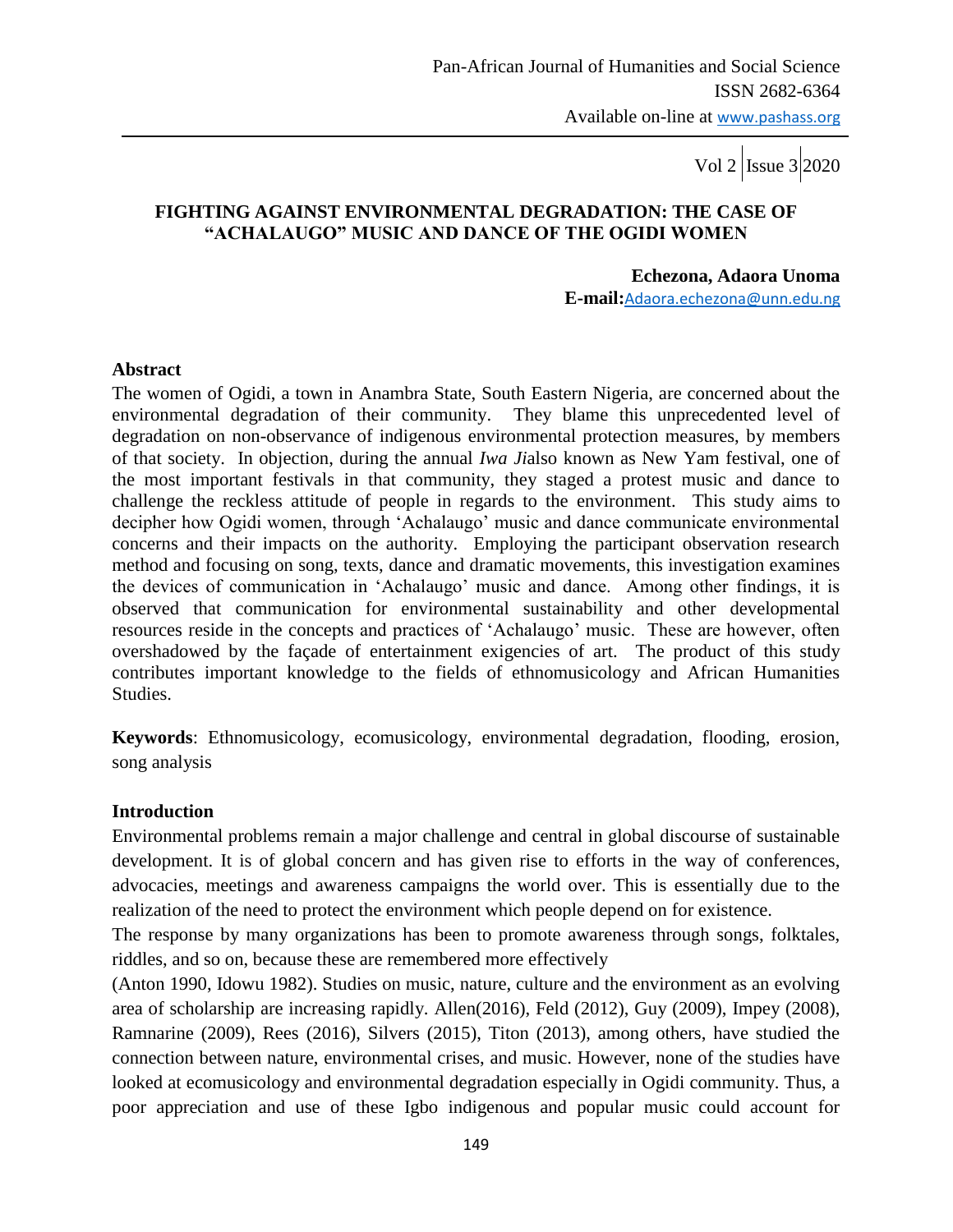# FIGHTING AGAINST ENVIRONMENTAL DEGRADATION: THE CASE OF "ACHALAUGO" MUSIC AND DANCE OF THE OGIDI WOMEN

**Echezona, Adaora Unoma**
**E-mail:** Adaora.echezona@unn.edu.ng

## Abstract

The women of Ogidi, a town in Anambra State, South Eastern Nigeria, are concerned about the environmental degradation of their community. They blame this unprecedented level of degradation on non-observance of indigenous environmental protection measures, by members of that society. In objection, during the annual *Iwa Ji*also known as New Yam festival, one of the most important festivals in that community, they staged a protest music and dance to challenge the reckless attitude of people in regards to the environment. This study aims to decipher how Ogidi women, through 'Achalaugo' music and dance communicate environmental concerns and their impacts on the authority. Employing the participant observation research method and focusing on song, texts, dance and dramatic movements, this investigation examines the devices of communication in 'Achalaugo' music and dance. Among other findings, it is observed that communication for environmental sustainability and other developmental resources reside in the concepts and practices of 'Achalaugo' music. These are however, often overshadowed by the façade of entertainment exigencies of art. The product of this study contributes important knowledge to the fields of ethnomusicology and African Humanities Studies.

**Keywords**: Ethnomusicology, ecomusicology, environmental degradation, flooding, erosion, song analysis

## Introduction

Environmental problems remain a major challenge and central in global discourse of sustainable development. It is of global concern and has given rise to efforts in the way of conferences, advocacies, meetings and awareness campaigns the world over. This is essentially due to the realization of the need to protect the environment which people depend on for existence.

The response by many organizations has been to promote awareness through songs, folktales, riddles, and so on, because these are remembered more effectively (Anton 1990, Idowu 1982). Studies on music, nature, culture and the environment as an evolving area of scholarship are increasing rapidly. Allen(2016), Feld (2012), Guy (2009), Impey (2008), Ramnarine (2009), Rees (2016), Silvers (2015), Titon (2013), among others, have studied the connection between nature, environmental crises, and music. However, none of the studies have looked at ecomusicology and environmental degradation especially in Ogidi community. Thus, a poor appreciation and use of these Igbo indigenous and popular music could account for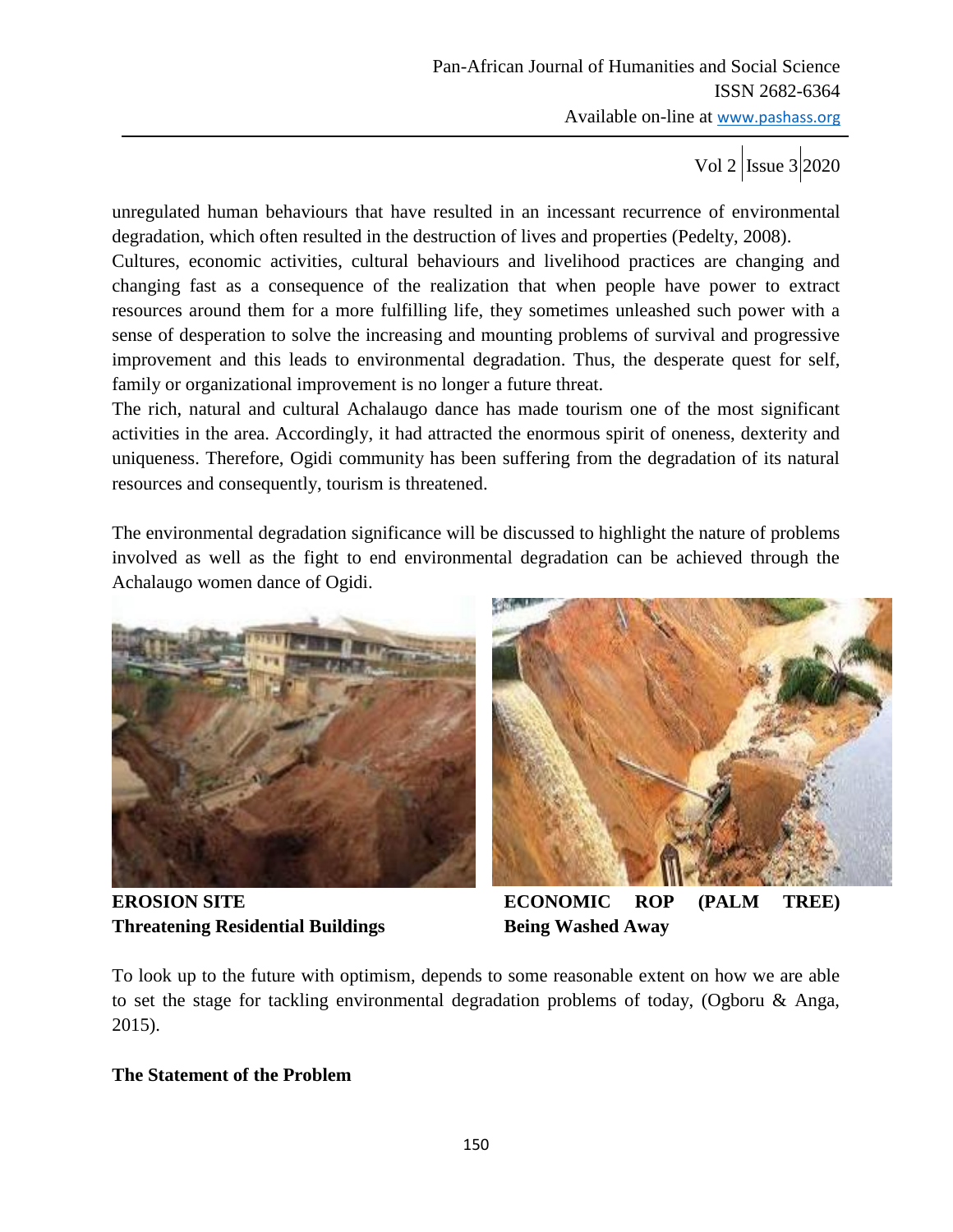unregulated human behaviours that have resulted in an incessant recurrence of environmental degradation, which often resulted in the destruction of lives and properties (Pedelty, 2008).

Cultures, economic activities, cultural behaviours and livelihood practices are changing and changing fast as a consequence of the realization that when people have power to extract resources around them for a more fulfilling life, they sometimes unleashed such power with a sense of desperation to solve the increasing and mounting problems of survival and progressive improvement and this leads to environmental degradation. Thus, the desperate quest for self, family or organizational improvement is no longer a future threat.

The rich, natural and cultural Achalaugo dance has made tourism one of the most significant activities in the area. Accordingly, it had attracted the enormous spirit of oneness, dexterity and uniqueness. Therefore, Ogidi community has been suffering from the degradation of its natural resources and consequently, tourism is threatened.

The environmental degradation significance will be discussed to highlight the nature of problems involved as well as the fight to end environmental degradation can be achieved through the Achalaugo women dance of Ogidi.

**EROSION SITE Threatening Residential Buildings**

**ECONOMIC ROP (PALM TREE) Being Washed Away**

To look up to the future with optimism, depends to some reasonable extent on how we are able to set the stage for tackling environmental degradation problems of today, (Ogboru & Anga, 2015).

**The Statement of the Problem**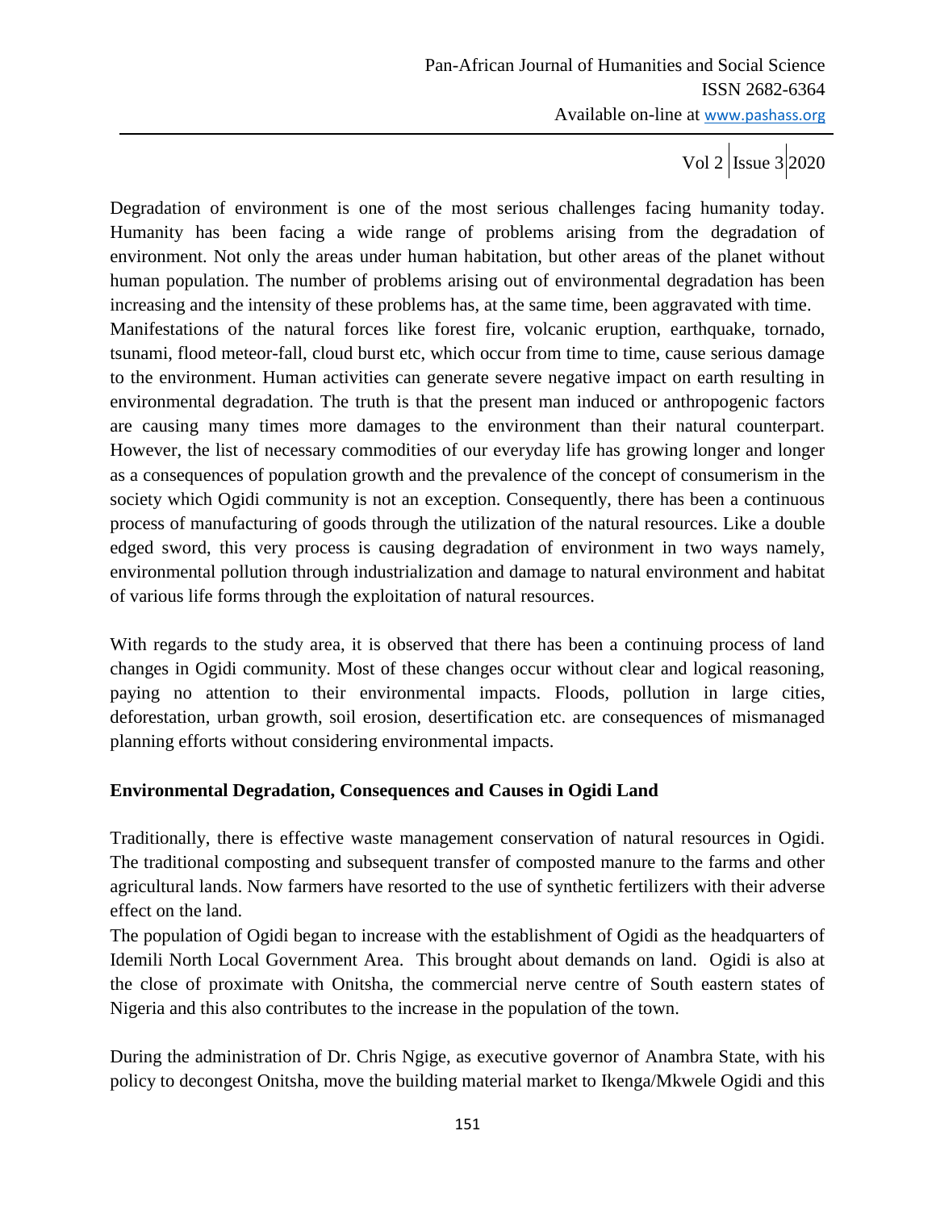Degradation of environment is one of the most serious challenges facing humanity today. Humanity has been facing a wide range of problems arising from the degradation of environment. Not only the areas under human habitation, but other areas of the planet without human population. The number of problems arising out of environmental degradation has been increasing and the intensity of these problems has, at the same time, been aggravated with time. Manifestations of the natural forces like forest fire, volcanic eruption, earthquake, tornado, tsunami, flood meteor-fall, cloud burst etc, which occur from time to time, cause serious damage to the environment. Human activities can generate severe negative impact on earth resulting in environmental degradation. The truth is that the present man induced or anthropogenic factors are causing many times more damages to the environment than their natural counterpart. However, the list of necessary commodities of our everyday life has growing longer and longer as a consequences of population growth and the prevalence of the concept of consumerism in the society which Ogidi community is not an exception. Consequently, there has been a continuous process of manufacturing of goods through the utilization of the natural resources. Like a double edged sword, this very process is causing degradation of environment in two ways namely, environmental pollution through industrialization and damage to natural environment and habitat of various life forms through the exploitation of natural resources.

With regards to the study area, it is observed that there has been a continuing process of land changes in Ogidi community. Most of these changes occur without clear and logical reasoning, paying no attention to their environmental impacts. Floods, pollution in large cities, deforestation, urban growth, soil erosion, desertification etc. are consequences of mismanaged planning efforts without considering environmental impacts.

**Environmental Degradation, Consequences and Causes in Ogidi Land**

Traditionally, there is effective waste management conservation of natural resources in Ogidi. The traditional composting and subsequent transfer of composted manure to the farms and other agricultural lands. Now farmers have resorted to the use of synthetic fertilizers with their adverse effect on the land.

The population of Ogidi began to increase with the establishment of Ogidi as the headquarters of Idemili North Local Government Area. This brought about demands on land. Ogidi is also at the close of proximate with Onitsha, the commercial nerve centre of South eastern states of Nigeria and this also contributes to the increase in the population of the town.

During the administration of Dr. Chris Ngige, as executive governor of Anambra State, with his policy to decongest Onitsha, move the building material market to Ikenga/Mkwele Ogidi and this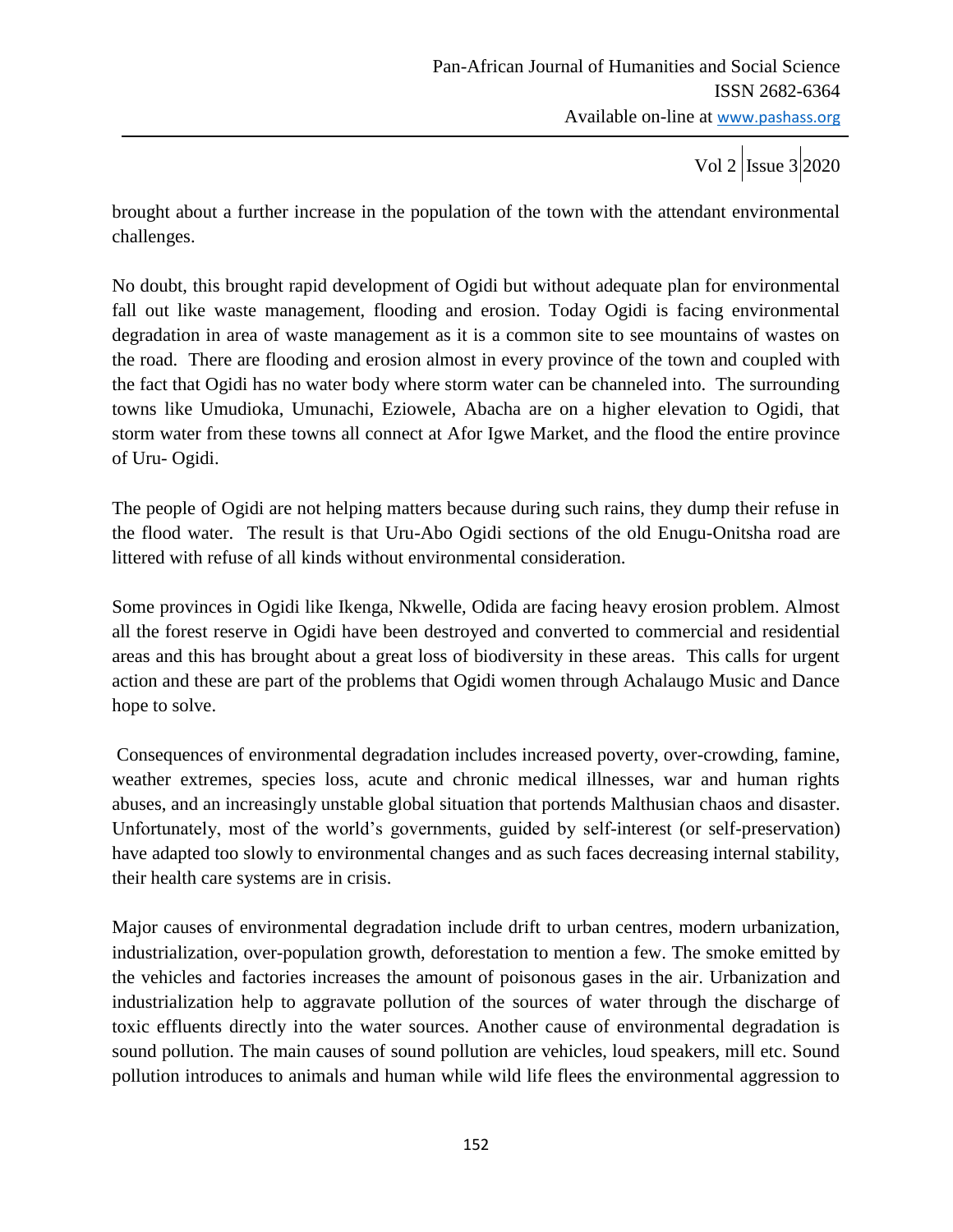brought about a further increase in the population of the town with the attendant environmental challenges.

No doubt, this brought rapid development of Ogidi but without adequate plan for environmental fall out like waste management, flooding and erosion. Today Ogidi is facing environmental degradation in area of waste management as it is a common site to see mountains of wastes on the road. There are flooding and erosion almost in every province of the town and coupled with the fact that Ogidi has no water body where storm water can be channeled into. The surrounding towns like Umudioka, Umunachi, Eziowele, Abacha are on a higher elevation to Ogidi, that storm water from these towns all connect at Afor Igwe Market, and the flood the entire province of Uru- Ogidi.

The people of Ogidi are not helping matters because during such rains, they dump their refuse in the flood water. The result is that Uru-Abo Ogidi sections of the old Enugu-Onitsha road are littered with refuse of all kinds without environmental consideration.

Some provinces in Ogidi like Ikenga, Nkwelle, Odida are facing heavy erosion problem. Almost all the forest reserve in Ogidi have been destroyed and converted to commercial and residential areas and this has brought about a great loss of biodiversity in these areas. This calls for urgent action and these are part of the problems that Ogidi women through Achalaugo Music and Dance hope to solve.

Consequences of environmental degradation includes increased poverty, over-crowding, famine, weather extremes, species loss, acute and chronic medical illnesses, war and human rights abuses, and an increasingly unstable global situation that portends Malthusian chaos and disaster. Unfortunately, most of the world's governments, guided by self-interest (or self-preservation) have adapted too slowly to environmental changes and as such faces decreasing internal stability, their health care systems are in crisis.

Major causes of environmental degradation include drift to urban centres, modern urbanization, industrialization, over-population growth, deforestation to mention a few. The smoke emitted by the vehicles and factories increases the amount of poisonous gases in the air. Urbanization and industrialization help to aggravate pollution of the sources of water through the discharge of toxic effluents directly into the water sources. Another cause of environmental degradation is sound pollution. The main causes of sound pollution are vehicles, loud speakers, mill etc. Sound pollution introduces to animals and human while wild life flees the environmental aggression to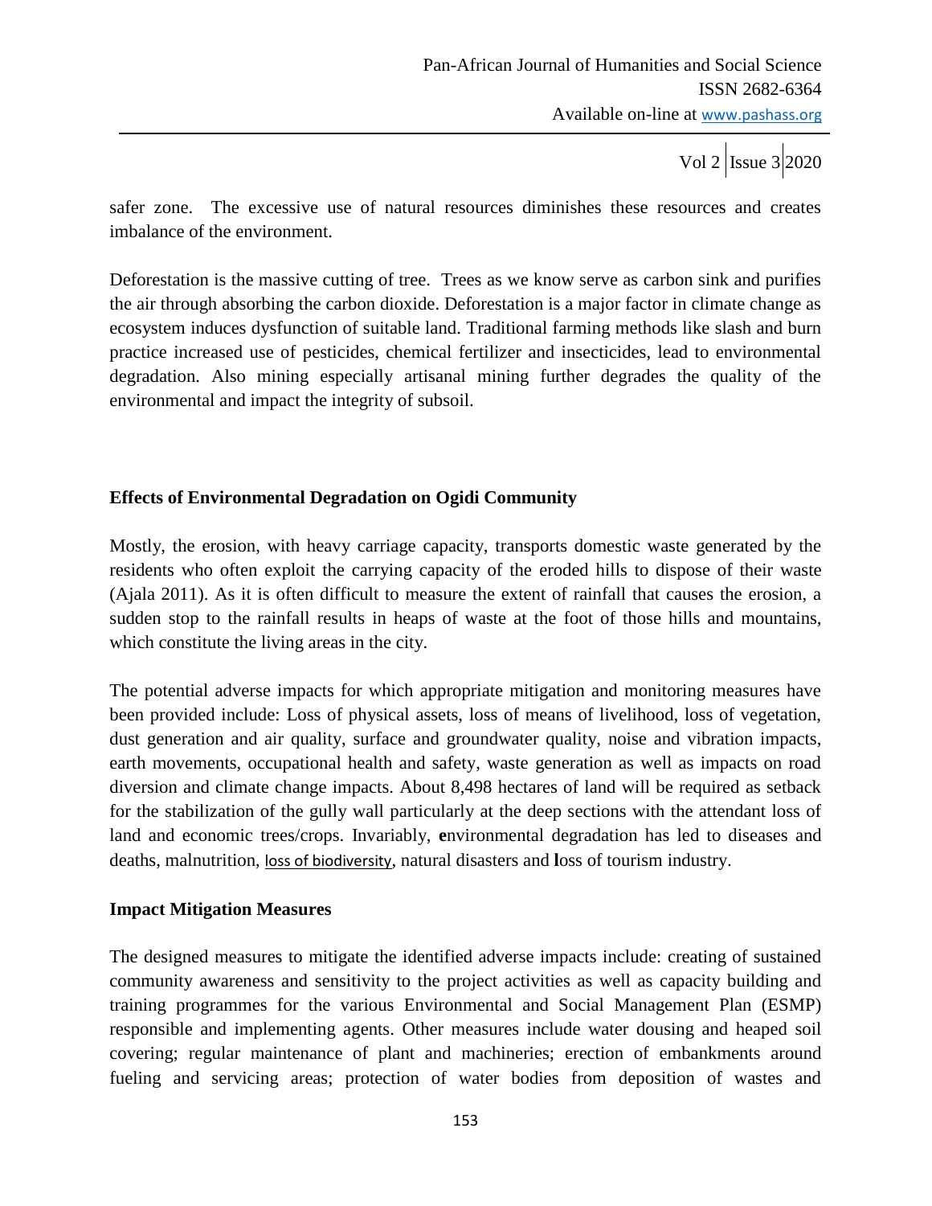safer zone. The excessive use of natural resources diminishes these resources and creates imbalance of the environment.

Deforestation is the massive cutting of tree. Trees as we know serve as carbon sink and purifies the air through absorbing the carbon dioxide. Deforestation is a major factor in climate change as ecosystem induces dysfunction of suitable land. Traditional farming methods like slash and burn practice increased use of pesticides, chemical fertilizer and insecticides, lead to environmental degradation. Also mining especially artisanal mining further degrades the quality of the environmental and impact the integrity of subsoil.

**Effects of Environmental Degradation on Ogidi Community**

Mostly, the erosion, with heavy carriage capacity, transports domestic waste generated by the residents who often exploit the carrying capacity of the eroded hills to dispose of their waste (Ajala 2011). As it is often difficult to measure the extent of rainfall that causes the erosion, a sudden stop to the rainfall results in heaps of waste at the foot of those hills and mountains, which constitute the living areas in the city.

The potential adverse impacts for which appropriate mitigation and monitoring measures have been provided include: Loss of physical assets, loss of means of livelihood, loss of vegetation, dust generation and air quality, surface and groundwater quality, noise and vibration impacts, earth movements, occupational health and safety, waste generation as well as impacts on road diversion and climate change impacts. About 8,498 hectares of land will be required as setback for the stabilization of the gully wall particularly at the deep sections with the attendant loss of land and economic trees/crops. Invariably, **e**nvironmental degradation has led to diseases and deaths, malnutrition, loss of biodiversity, natural disasters and **l**oss of tourism industry.

**Impact Mitigation Measures**

The designed measures to mitigate the identified adverse impacts include: creating of sustained community awareness and sensitivity to the project activities as well as capacity building and training programmes for the various Environmental and Social Management Plan (ESMP) responsible and implementing agents. Other measures include water dousing and heaped soil covering; regular maintenance of plant and machineries; erection of embankments around fueling and servicing areas; protection of water bodies from deposition of wastes and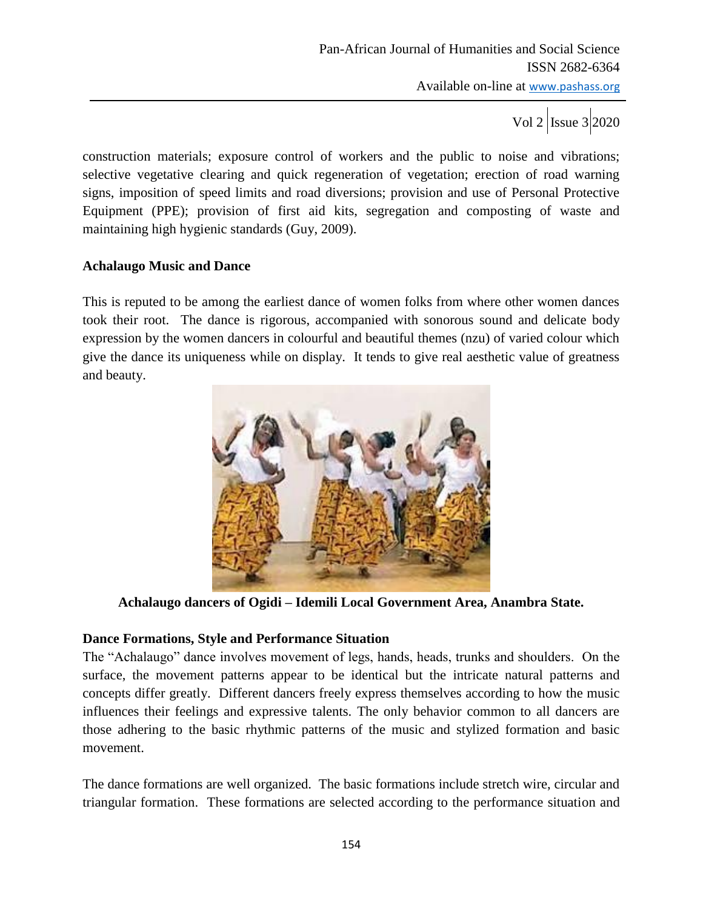construction materials; exposure control of workers and the public to noise and vibrations; selective vegetative clearing and quick regeneration of vegetation; erection of road warning signs, imposition of speed limits and road diversions; provision and use of Personal Protective Equipment (PPE); provision of first aid kits, segregation and composting of waste and maintaining high hygienic standards (Guy, 2009).

**Achalaugo Music and Dance**

This is reputed to be among the earliest dance of women folks from where other women dances took their root. The dance is rigorous, accompanied with sonorous sound and delicate body expression by the women dancers in colourful and beautiful themes (nzu) of varied colour which give the dance its uniqueness while on display. It tends to give real aesthetic value of greatness and beauty.

**Achalaugo dancers of Ogidi – Idemili Local Government Area, Anambra State.**

**Dance Formations, Style and Performance Situation**

The "Achalaugo" dance involves movement of legs, hands, heads, trunks and shoulders. On the surface, the movement patterns appear to be identical but the intricate natural patterns and concepts differ greatly. Different dancers freely express themselves according to how the music influences their feelings and expressive talents. The only behavior common to all dancers are those adhering to the basic rhythmic patterns of the music and stylized formation and basic movement.

The dance formations are well organized. The basic formations include stretch wire, circular and triangular formation. These formations are selected according to the performance situation and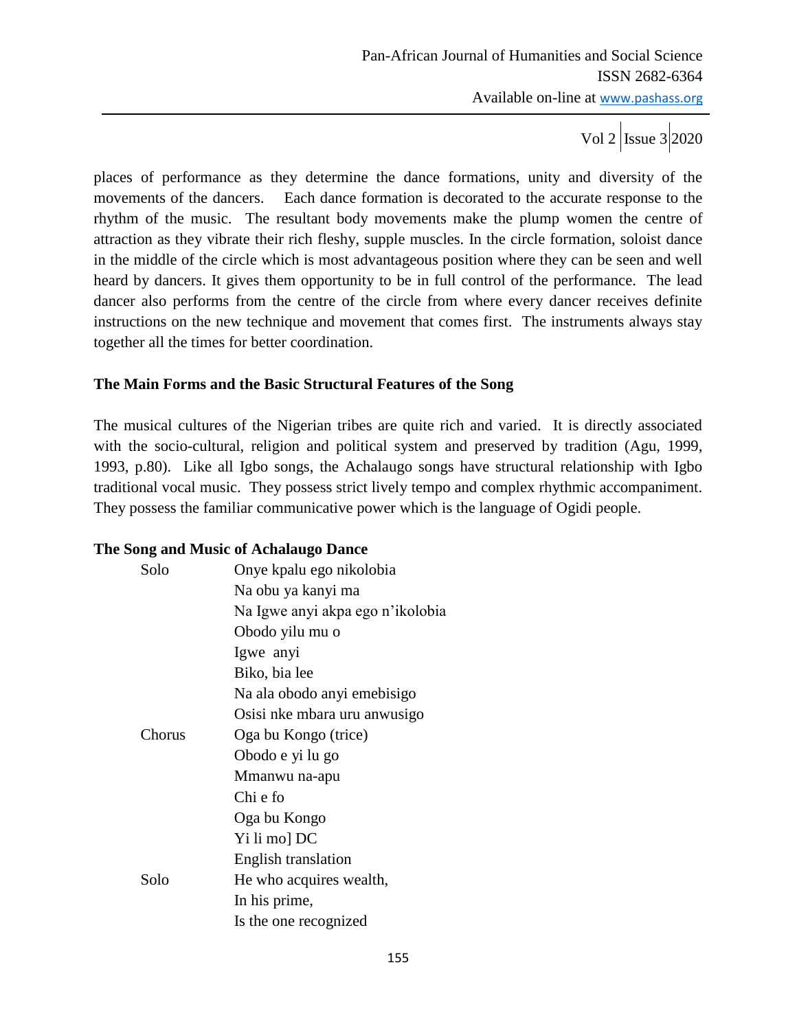places of performance as they determine the dance formations, unity and diversity of the movements of the dancers. Each dance formation is decorated to the accurate response to the rhythm of the music. The resultant body movements make the plump women the centre of attraction as they vibrate their rich fleshy, supple muscles. In the circle formation, soloist dance in the middle of the circle which is most advantageous position where they can be seen and well heard by dancers. It gives them opportunity to be in full control of the performance. The lead dancer also performs from the centre of the circle from where every dancer receives definite instructions on the new technique and movement that comes first. The instruments always stay together all the times for better coordination.

**The Main Forms and the Basic Structural Features of the Song**

The musical cultures of the Nigerian tribes are quite rich and varied. It is directly associated with the socio-cultural, religion and political system and preserved by tradition (Agu, 1999, 1993, p.80). Like all Igbo songs, the Achalaugo songs have structural relationship with Igbo traditional vocal music. They possess strict lively tempo and complex rhythmic accompaniment. They possess the familiar communicative power which is the language of Ogidi people.

**The Song and Music of Achalaugo Dance**

Solo
Onye kpalu ego nikolobia
Na obu ya kanyi ma
Na Igwe anyi akpa ego n'ikolobia
Obodo yilu mu o
Igwe anyi
Biko, bia lee
Na ala obodo anyi emebisigo
Osisi nke mbara uru anwusigo

Chorus
Oga bu Kongo (trice)
Obodo e yi lu go
Mmanwu na-apu
Chi e fo
Oga bu Kongo
Yi li mo] DC

English translation

Solo
He who acquires wealth,
In his prime,
Is the one recognized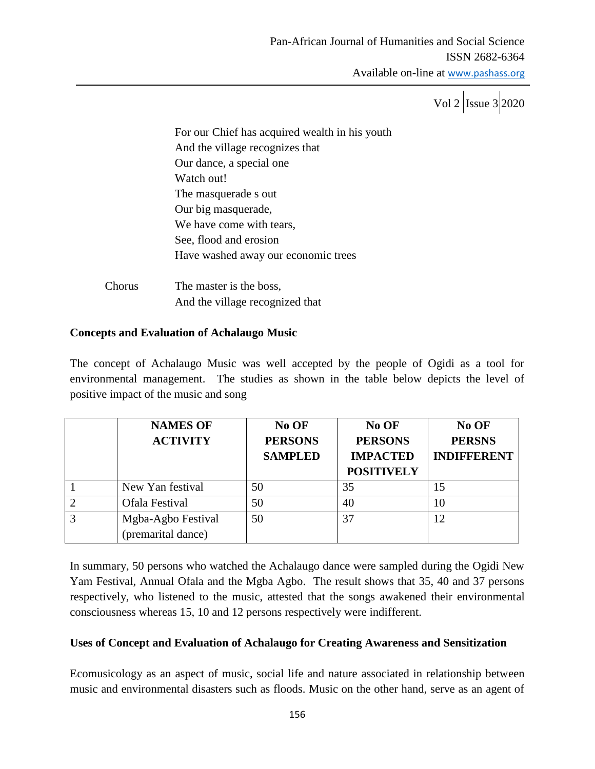For our Chief has acquired wealth in his youth
And the village recognizes that
Our dance, a special one
Watch out!
The masquerade s out
Our big masquerade,
We have come with tears,
See, flood and erosion
Have washed away our economic trees

Chorus The master is the boss,
And the village recognized that

**Concepts and Evaluation of Achalaugo Music**

The concept of Achalaugo Music was well accepted by the people of Ogidi as a tool for environmental management. The studies as shown in the table below depicts the level of positive impact of the music and song

| | NAMES OF ACTIVITY | No OF PERSONS SAMPLED | No OF PERSONS IMPACTED POSITIVELY | No OF PERSNS INDIFFERENT |
|---|---|---|---|---|
| 1 | New Yan festival | 50 | 35 | 15 |
| 2 | Ofala Festival | 50 | 40 | 10 |
| 3 | Mgba-Agbo Festival (premarital dance) | 50 | 37 | 12 |

In summary, 50 persons who watched the Achalaugo dance were sampled during the Ogidi New Yam Festival, Annual Ofala and the Mgba Agbo. The result shows that 35, 40 and 37 persons respectively, who listened to the music, attested that the songs awakened their environmental consciousness whereas 15, 10 and 12 persons respectively were indifferent.

**Uses of Concept and Evaluation of Achalaugo for Creating Awareness and Sensitization**

Ecomusicology as an aspect of music, social life and nature associated in relationship between music and environmental disasters such as floods. Music on the other hand, serve as an agent of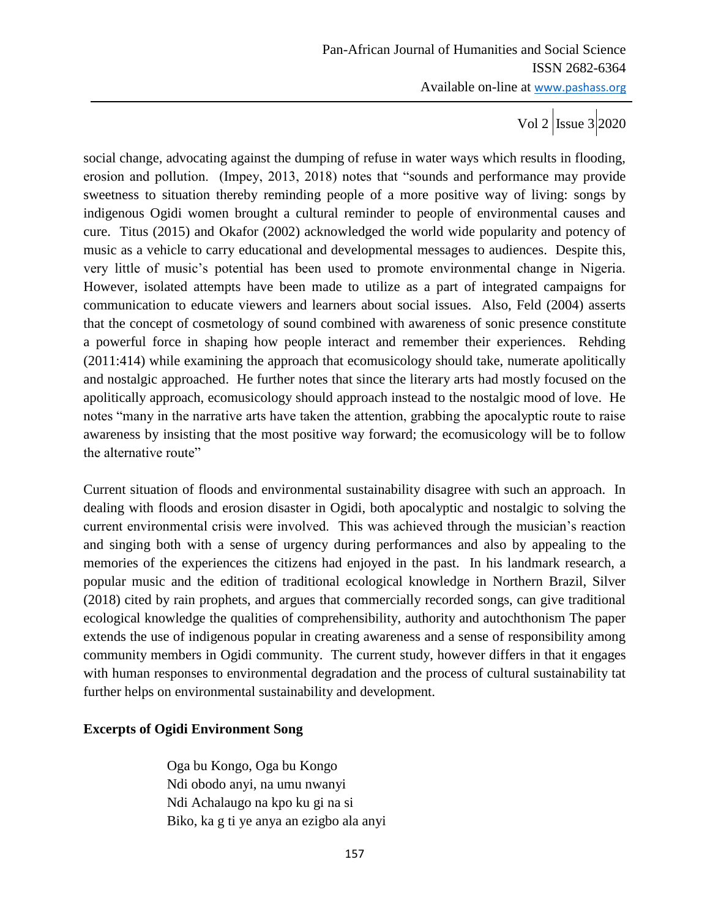social change, advocating against the dumping of refuse in water ways which results in flooding, erosion and pollution. (Impey, 2013, 2018) notes that "sounds and performance may provide sweetness to situation thereby reminding people of a more positive way of living: songs by indigenous Ogidi women brought a cultural reminder to people of environmental causes and cure. Titus (2015) and Okafor (2002) acknowledged the world wide popularity and potency of music as a vehicle to carry educational and developmental messages to audiences. Despite this, very little of music's potential has been used to promote environmental change in Nigeria. However, isolated attempts have been made to utilize as a part of integrated campaigns for communication to educate viewers and learners about social issues. Also, Feld (2004) asserts that the concept of cosmetology of sound combined with awareness of sonic presence constitute a powerful force in shaping how people interact and remember their experiences. Rehding (2011:414) while examining the approach that ecomusicology should take, numerate apolitically and nostalgic approached. He further notes that since the literary arts had mostly focused on the apolitically approach, ecomusicology should approach instead to the nostalgic mood of love. He notes "many in the narrative arts have taken the attention, grabbing the apocalyptic route to raise awareness by insisting that the most positive way forward; the ecomusicology will be to follow the alternative route"

Current situation of floods and environmental sustainability disagree with such an approach. In dealing with floods and erosion disaster in Ogidi, both apocalyptic and nostalgic to solving the current environmental crisis were involved. This was achieved through the musician's reaction and singing both with a sense of urgency during performances and also by appealing to the memories of the experiences the citizens had enjoyed in the past. In his landmark research, a popular music and the edition of traditional ecological knowledge in Northern Brazil, Silver (2018) cited by rain prophets, and argues that commercially recorded songs, can give traditional ecological knowledge the qualities of comprehensibility, authority and autochthonism The paper extends the use of indigenous popular in creating awareness and a sense of responsibility among community members in Ogidi community. The current study, however differs in that it engages with human responses to environmental degradation and the process of cultural sustainability tat further helps on environmental sustainability and development.

**Excerpts of Ogidi Environment Song**

Oga bu Kongo, Oga bu Kongo
Ndi obodo anyi, na umu nwanyi
Ndi Achalaugo na kpo ku gi na si
Biko, ka g ti ye anya an ezigbo ala anyi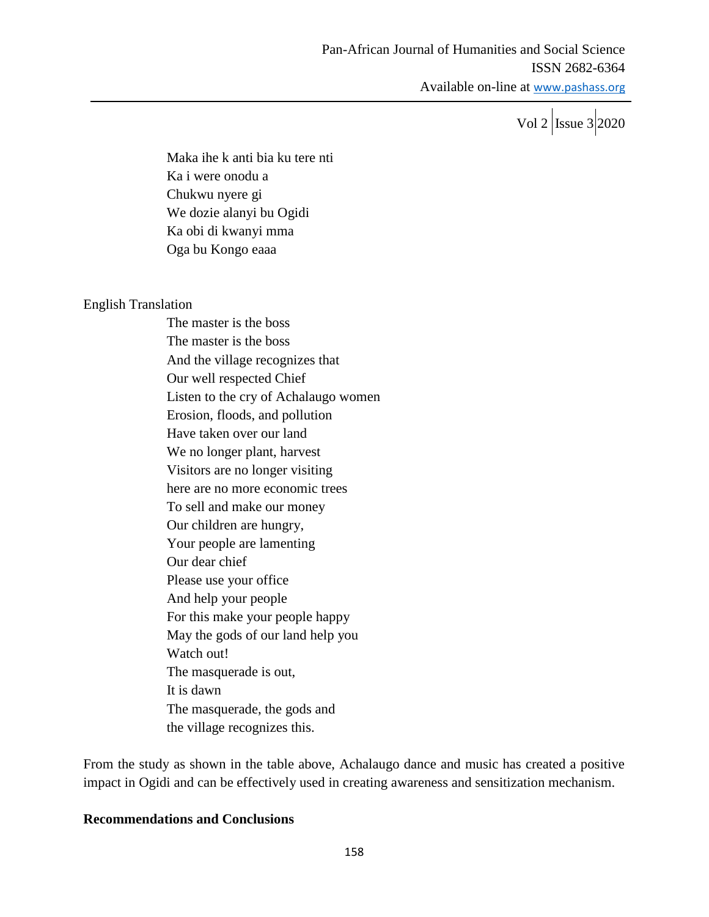Maka ihe k anti bia ku tere nti  
Ka i were onodu a  
Chukwu nyere gi  
We dozie alanyi bu Ogidi  
Ka obi di kwanyi mma  
Oga bu Kongo eaaa

English Translation

The master is the boss  
The master is the boss  
And the village recognizes that  
Our well respected Chief  
Listen to the cry of Achalaugo women  
Erosion, floods, and pollution  
Have taken over our land  
We no longer plant, harvest  
Visitors are no longer visiting  
here are no more economic trees  
To sell and make our money  
Our children are hungry,  
Your people are lamenting  
Our dear chief  
Please use your office  
And help your people  
For this make your people happy  
May the gods of our land help you  
Watch out!  
The masquerade is out,  
It is dawn  
The masquerade, the gods and  
the village recognizes this.

From the study as shown in the table above, Achalaugo dance and music has created a positive impact in Ogidi and can be effectively used in creating awareness and sensitization mechanism.

**Recommendations and Conclusions**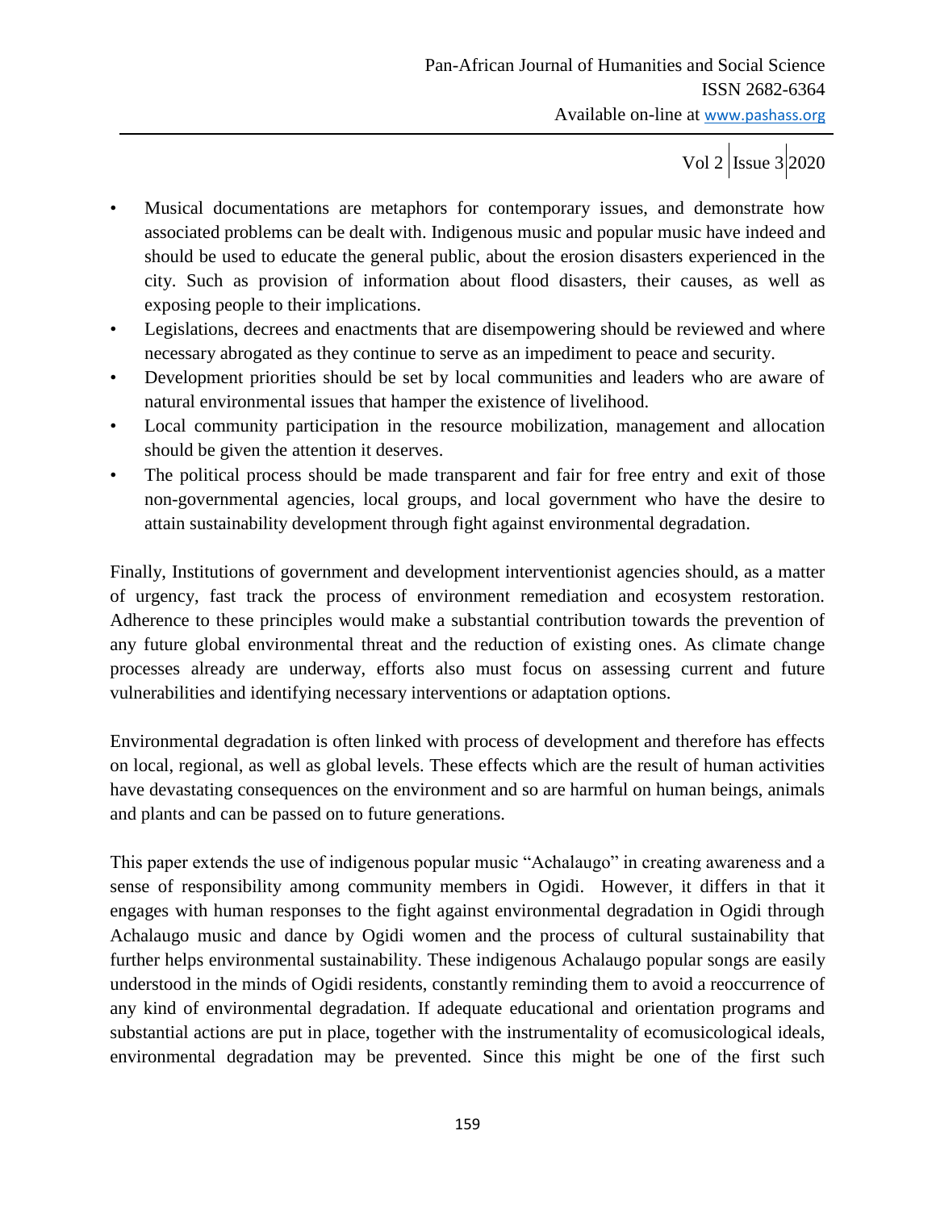- Musical documentations are metaphors for contemporary issues, and demonstrate how associated problems can be dealt with. Indigenous music and popular music have indeed and should be used to educate the general public, about the erosion disasters experienced in the city. Such as provision of information about flood disasters, their causes, as well as exposing people to their implications.
- Legislations, decrees and enactments that are disempowering should be reviewed and where necessary abrogated as they continue to serve as an impediment to peace and security.
- Development priorities should be set by local communities and leaders who are aware of natural environmental issues that hamper the existence of livelihood.
- Local community participation in the resource mobilization, management and allocation should be given the attention it deserves.
- The political process should be made transparent and fair for free entry and exit of those non-governmental agencies, local groups, and local government who have the desire to attain sustainability development through fight against environmental degradation.

Finally, Institutions of government and development interventionist agencies should, as a matter of urgency, fast track the process of environment remediation and ecosystem restoration. Adherence to these principles would make a substantial contribution towards the prevention of any future global environmental threat and the reduction of existing ones. As climate change processes already are underway, efforts also must focus on assessing current and future vulnerabilities and identifying necessary interventions or adaptation options.

Environmental degradation is often linked with process of development and therefore has effects on local, regional, as well as global levels. These effects which are the result of human activities have devastating consequences on the environment and so are harmful on human beings, animals and plants and can be passed on to future generations.

This paper extends the use of indigenous popular music "Achalaugo" in creating awareness and a sense of responsibility among community members in Ogidi. However, it differs in that it engages with human responses to the fight against environmental degradation in Ogidi through Achalaugo music and dance by Ogidi women and the process of cultural sustainability that further helps environmental sustainability. These indigenous Achalaugo popular songs are easily understood in the minds of Ogidi residents, constantly reminding them to avoid a reoccurrence of any kind of environmental degradation. If adequate educational and orientation programs and substantial actions are put in place, together with the instrumentality of ecomusicological ideals, environmental degradation may be prevented. Since this might be one of the first such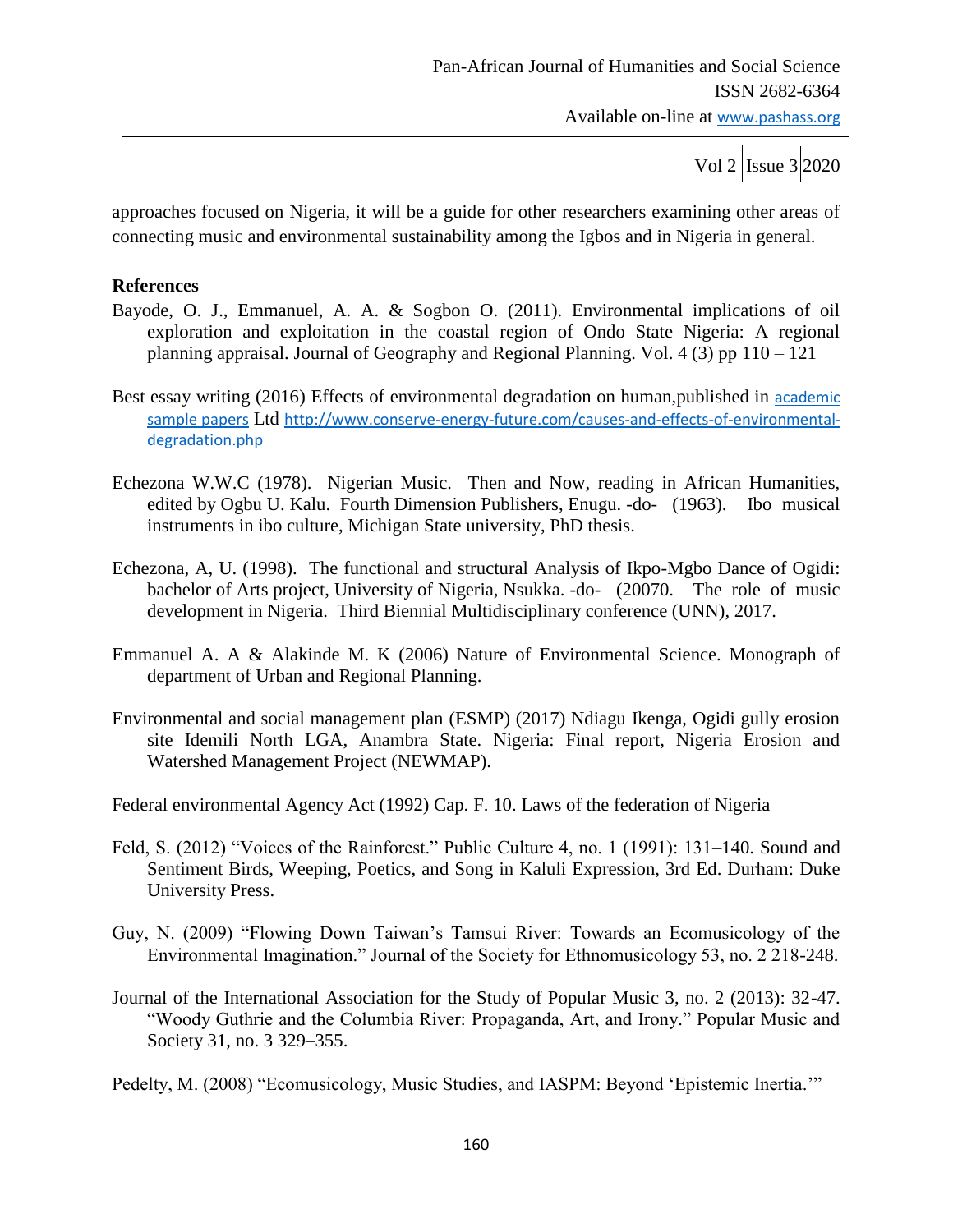approaches focused on Nigeria, it will be a guide for other researchers examining other areas of connecting music and environmental sustainability among the Igbos and in Nigeria in general.

## References

Bayode, O. J., Emmanuel, A. A. & Sogbon O. (2011). Environmental implications of oil exploration and exploitation in the coastal region of Ondo State Nigeria: A regional planning appraisal. Journal of Geography and Regional Planning. Vol. 4 (3) pp 110 – 121

Best essay writing (2016) Effects of environmental degradation on human,published in academic sample papers Ltd http://www.conserve-energy-future.com/causes-and-effects-of-environmental-degradation.php

Echezona W.W.C (1978). Nigerian Music. Then and Now, reading in African Humanities, edited by Ogbu U. Kalu. Fourth Dimension Publishers, Enugu. -do- (1963). Ibo musical instruments in ibo culture, Michigan State university, PhD thesis.

Echezona, A, U. (1998). The functional and structural Analysis of Ikpo-Mgbo Dance of Ogidi: bachelor of Arts project, University of Nigeria, Nsukka. -do- (20070. The role of music development in Nigeria. Third Biennial Multidisciplinary conference (UNN), 2017.

Emmanuel A. A & Alakinde M. K (2006) Nature of Environmental Science. Monograph of department of Urban and Regional Planning.

Environmental and social management plan (ESMP) (2017) Ndiagu Ikenga, Ogidi gully erosion site Idemili North LGA, Anambra State. Nigeria: Final report, Nigeria Erosion and Watershed Management Project (NEWMAP).

Federal environmental Agency Act (1992) Cap. F. 10. Laws of the federation of Nigeria

Feld, S. (2012) "Voices of the Rainforest." Public Culture 4, no. 1 (1991): 131–140. Sound and Sentiment Birds, Weeping, Poetics, and Song in Kaluli Expression, 3rd Ed. Durham: Duke University Press.

Guy, N. (2009) "Flowing Down Taiwan's Tamsui River: Towards an Ecomusicology of the Environmental Imagination." Journal of the Society for Ethnomusicology 53, no. 2 218-248.

Journal of the International Association for the Study of Popular Music 3, no. 2 (2013): 32-47. "Woody Guthrie and the Columbia River: Propaganda, Art, and Irony." Popular Music and Society 31, no. 3 329–355.

Pedelty, M. (2008) "Ecomusicology, Music Studies, and IASPM: Beyond 'Epistemic Inertia.'"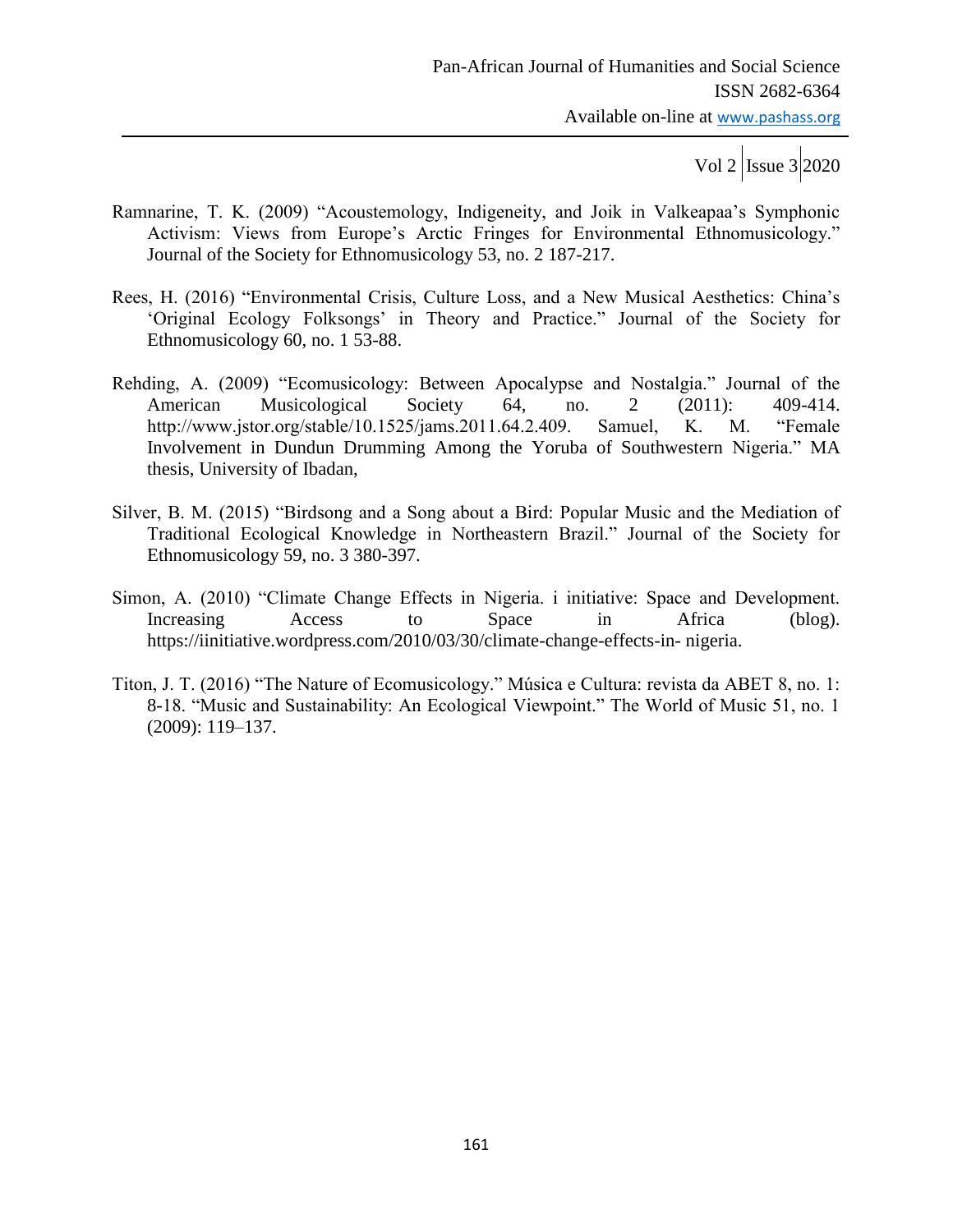Ramnarine, T. K. (2009) “Acoustemology, Indigeneity, and Joik in Valkeapaa’s Symphonic Activism: Views from Europe’s Arctic Fringes for Environmental Ethnomusicology.” Journal of the Society for Ethnomusicology 53, no. 2 187-217.

Rees, H. (2016) “Environmental Crisis, Culture Loss, and a New Musical Aesthetics: China’s ‘Original Ecology Folksongs’ in Theory and Practice.” Journal of the Society for Ethnomusicology 60, no. 1 53-88.

Rehding, A. (2009) “Ecomusicology: Between Apocalypse and Nostalgia.” Journal of the American Musicological Society 64, no. 2 (2011): 409-414. http://www.jstor.org/stable/10.1525/jams.2011.64.2.409. Samuel, K. M. “Female Involvement in Dundun Drumming Among the Yoruba of Southwestern Nigeria.” MA thesis, University of Ibadan,

Silver, B. M. (2015) “Birdsong and a Song about a Bird: Popular Music and the Mediation of Traditional Ecological Knowledge in Northeastern Brazil.” Journal of the Society for Ethnomusicology 59, no. 3 380-397.

Simon, A. (2010) “Climate Change Effects in Nigeria. i initiative: Space and Development. Increasing Access to Space in Africa (blog). https://iinitiative.wordpress.com/2010/03/30/climate-change-effects-in- nigeria.

Titon, J. T. (2016) “The Nature of Ecomusicology.” Música e Cultura: revista da ABET 8, no. 1: 8-18. “Music and Sustainability: An Ecological Viewpoint.” The World of Music 51, no. 1 (2009): 119–137.